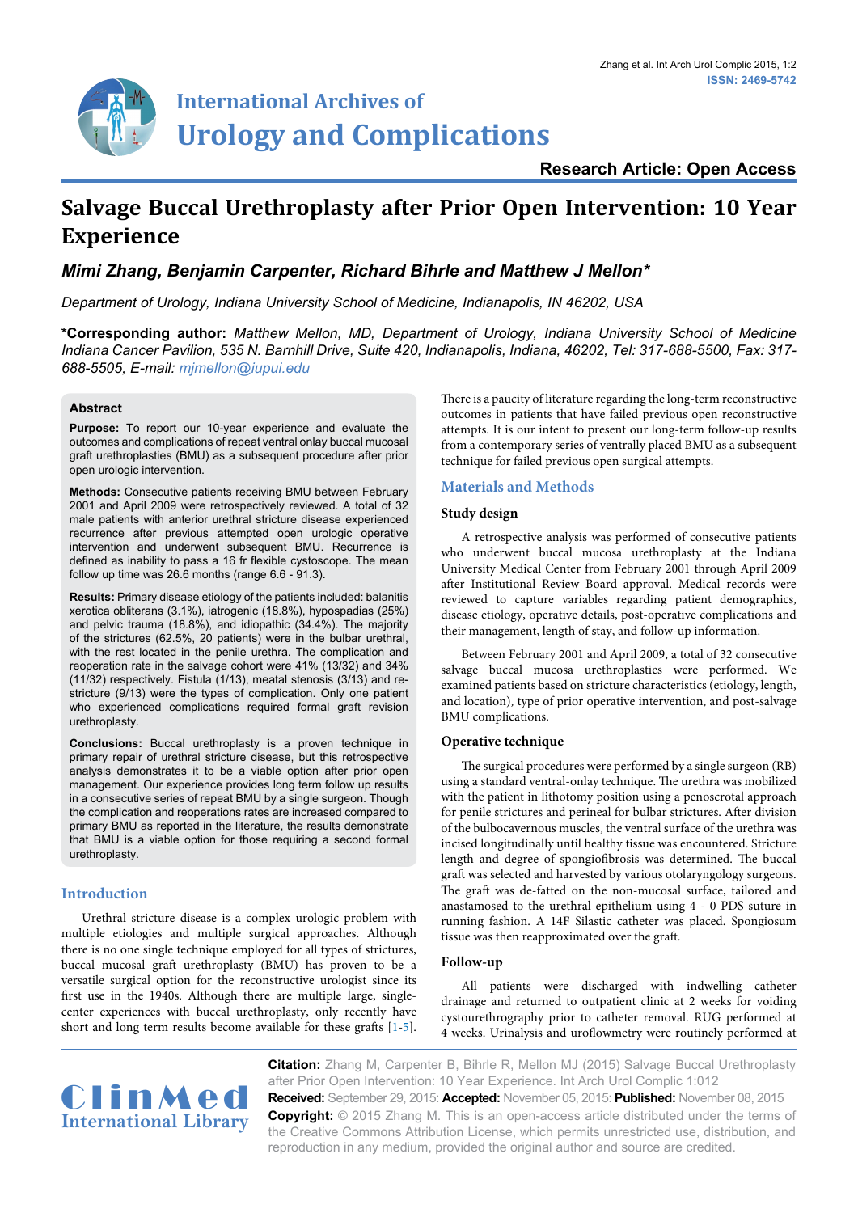# Salvage Buccal Urethroplasty after Prior Open Intervention: 10 Year Experience

***Mimi Zhang, Benjamin Carpenter, Richard Bihrle and Matthew J Mellon****

*Department of Urology, Indiana University School of Medicine, Indianapolis, IN 46202, USA*

**\*Corresponding author:** *Matthew Mellon, MD, Department of Urology, Indiana University School of Medicine Indiana Cancer Pavilion, 535 N. Barnhill Drive, Suite 420, Indianapolis, Indiana, 46202, Tel: 317-688-5500, Fax: 317-688-5505, E-mail: mjmellon@iupui.edu*

## Abstract

**Purpose:** To report our 10-year experience and evaluate the outcomes and complications of repeat ventral onlay buccal mucosal graft urethroplasties (BMU) as a subsequent procedure after prior open urologic intervention.

**Methods:** Consecutive patients receiving BMU between February 2001 and April 2009 were retrospectively reviewed. A total of 32 male patients with anterior urethral stricture disease experienced recurrence after previous attempted open urologic operative intervention and underwent subsequent BMU. Recurrence is defined as inability to pass a 16 fr flexible cystoscope. The mean follow up time was 26.6 months (range 6.6 - 91.3).

**Results:** Primary disease etiology of the patients included: balanitis xerotica obliterans (3.1%), iatrogenic (18.8%), hypospadias (25%) and pelvic trauma (18.8%), and idiopathic (34.4%). The majority of the strictures (62.5%, 20 patients) were in the bulbar urethral, with the rest located in the penile urethra. The complication and reoperation rate in the salvage cohort were 41% (13/32) and 34% (11/32) respectively. Fistula (1/13), meatal stenosis (3/13) and re-stricture (9/13) were the types of complication. Only one patient who experienced complications required formal graft revision urethroplasty.

**Conclusions:** Buccal urethroplasty is a proven technique in primary repair of urethral stricture disease, but this retrospective analysis demonstrates it to be a viable option after prior open management. Our experience provides long term follow up results in a consecutive series of repeat BMU by a single surgeon. Though the complication and reoperation rates are increased compared to primary BMU as reported in the literature, the results demonstrate that BMU is a viable option for those requiring a second formal urethroplasty.

## Introduction

Urethral stricture disease is a complex urologic problem with multiple etiologies and multiple surgical approaches. Although there is no one single technique employed for all types of strictures, buccal mucosal graft urethroplasty (BMU) has proven to be a versatile surgical option for the reconstructive urologist since its first use in the 1940s. Although there are multiple large, single-center experiences with buccal urethroplasty, only recently have short and long term results become available for these grafts [1-5].

There is a paucity of literature regarding the long-term reconstructive outcomes in patients that have failed previous open reconstructive attempts. It is our intent to present our long-term follow-up results from a contemporary series of ventrally placed BMU as a subsequent technique for failed previous open surgical attempts.

## Materials and Methods

### Study design

A retrospective analysis was performed of consecutive patients who underwent buccal mucosa urethroplasty at the Indiana University Medical Center from February 2001 through April 2009 after Institutional Review Board approval. Medical records were reviewed to capture variables regarding patient demographics, disease etiology, operative details, post-operative complications and their management, length of stay, and follow-up information.

Between February 2001 and April 2009, a total of 32 consecutive salvage buccal mucosa urethroplasties were performed. We examined patients based on stricture characteristics (etiology, length, and location), type of prior operative intervention, and post-salvage BMU complications.

### Operative technique

The surgical procedures were performed by a single surgeon (RB) using a standard ventral-onlay technique. The urethra was mobilized with the patient in lithotomy position using a penoscrotal approach for penile strictures and perineal for bulbar strictures. After division of the bulbocavernous muscles, the ventral surface of the urethra was incised longitudinally until healthy tissue was encountered. Stricture length and degree of spongiofibrosis was determined. The buccal graft was selected and harvested by various otolaryngology surgeons. The graft was de-fatted on the non-mucosal surface, tailored and anastamosed to the urethral epithelium using 4 - 0 PDS suture in running fashion. A 14F Silastic catheter was placed. Spongiosum tissue was then reapproximated over the graft.

### Follow-up

All patients were discharged with indwelling catheter drainage and returned to outpatient clinic at 2 weeks for voiding cystourethrography prior to catheter removal. RUG performed at 4 weeks. Urinalysis and uroflowmetry were routinely performed at

**Citation:** Zhang M, Carpenter B, Bihrle R, Mellon MJ (2015) Salvage Buccal Urethroplasty after Prior Open Intervention: 10 Year Experience. Int Arch Urol Complic 1:012

**Received:** September 29, 2015: **Accepted:** November 05, 2015: **Published:** November 08, 2015

**Copyright:** © 2015 Zhang M. This is an open-access article distributed under the terms of the Creative Commons Attribution License, which permits unrestricted use, distribution, and reproduction in any medium, provided the original author and source are credited.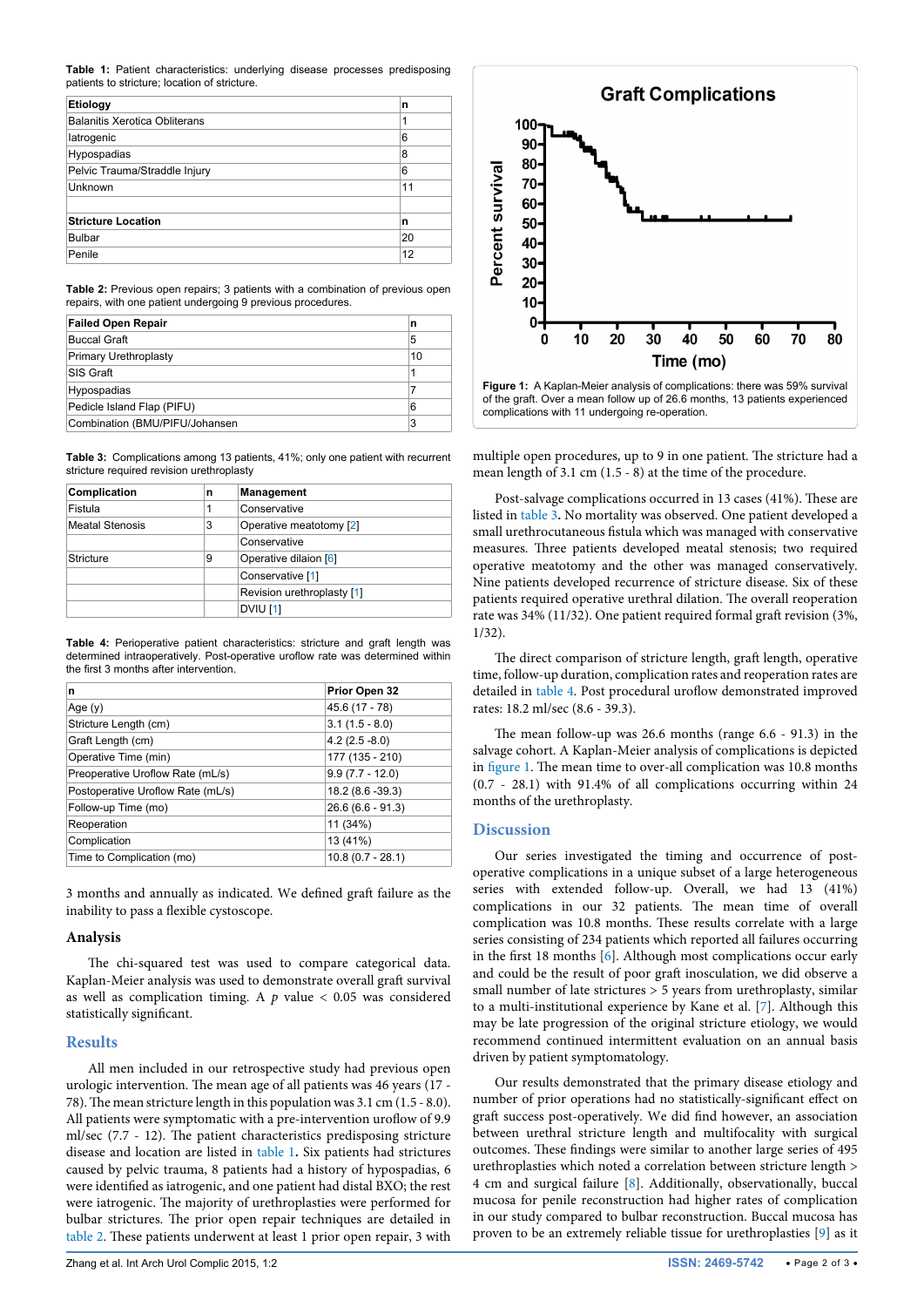**Table 1:** Patient characteristics: underlying disease processes predisposing patients to stricture; location of stricture.

| Etiology | n |
|---|---|
| Balanitis Xerotica Obliterans | 1 |
| Iatrogenic | 6 |
| Hypospadias | 8 |
| Pelvic Trauma/Straddle Injury | 6 |
| Unknown | 11 |
| | |
| **Stricture Location** | **n** |
| Bulbar | 20 |
| Penile | 12 |

**Table 2:** Previous open repairs; 3 patients with a combination of previous open repairs, with one patient undergoing 9 previous procedures.

| Failed Open Repair | n |
|---|---|
| Buccal Graft | 5 |
| Primary Urethroplasty | 10 |
| SIS Graft | 1 |
| Hypospadias | 7 |
| Pedicle Island Flap (PIFU) | 6 |
| Combination (BMU/PIFU/Johansen | 3 |

**Table 3:** Complications among 13 patients, 41%; only one patient with recurrent stricture required revision urethroplasty

| Complication | n | Management |
|---|---|---|
| Fistula | 1 | Conservative |
| Meatal Stenosis | 3 | Operative meatotomy [2] |
| | | Conservative |
| Stricture | 9 | Operative dilaion [6] |
| | | Conservative [1] |
| | | Revision urethroplasty [1] |
| | | DVIU [1] |

**Table 4:** Perioperative patient characteristics: stricture and graft length was determined intraoperatively. Post-operative uroflow rate was determined within the first 3 months after intervention.

| n | Prior Open 32 |
|---|---|
| Age (y) | 45.6 (17 - 78) |
| Stricture Length (cm) | 3.1 (1.5 - 8.0) |
| Graft Length (cm) | 4.2 (2.5 -8.0) |
| Operative Time (min) | 177 (135 - 210) |
| Preoperative Uroflow Rate (mL/s) | 9.9 (7.7 - 12.0) |
| Postoperative Uroflow Rate (mL/s) | 18.2 (8.6 -39.3) |
| Follow-up Time (mo) | 26.6 (6.6 - 91.3) |
| Reoperation | 11 (34%) |
| Complication | 13 (41%) |
| Time to Complication (mo) | 10.8 (0.7 - 28.1) |

3 months and annually as indicated. We defined graft failure as the inability to pass a flexible cystoscope.

### Analysis

The chi-squared test was used to compare categorical data. Kaplan-Meier analysis was used to demonstrate overall graft survival as well as complication timing. A $p$ value $< 0.05$ was considered statistically significant.

## Results

All men included in our retrospective study had previous open urologic intervention. The mean age of all patients was 46 years (17 - 78). The mean stricture length in this population was 3.1 cm (1.5 - 8.0). All patients were symptomatic with a pre-intervention uroflow of 9.9 ml/sec (7.7 - 12). The patient characteristics predisposing stricture disease and location are listed in table 1**.** Six patients had strictures caused by pelvic trauma, 8 patients had a history of hypospadias, 6 were identified as iatrogenic, and one patient had distal BXO; the rest were iatrogenic. The majority of urethroplasties were performed for bulbar strictures. The prior open repair techniques are detailed in table 2. These patients underwent at least 1 prior open repair, 3 with multiple open procedures, up to 9 in one patient. The stricture had a mean length of 3.1 cm (1.5 - 8) at the time of the procedure.

Post-salvage complications occurred in 13 cases (41%). These are listed in table 3**.** No mortality was observed. One patient developed a small urethrocutaneous fistula which was managed with conservative measures. Three patients developed meatal stenosis; two required operative meatotomy and the other was managed conservatively. Nine patients developed recurrence of stricture disease. Six of these patients required operative urethral dilation. The overall reoperation rate was 34% (11/32). One patient required formal graft revision (3%, 1/32).

The direct comparison of stricture length, graft length, operative time, follow-up duration, complication rates and reoperation rates are detailed in table 4. Post procedural uroflow demonstrated improved rates: 18.2 ml/sec (8.6 - 39.3).

The mean follow-up was 26.6 months (range 6.6 - 91.3) in the salvage cohort. A Kaplan-Meier analysis of complications is depicted in figure 1. The mean time to over-all complication was 10.8 months (0.7 - 28.1) with 91.4% of all complications occurring within 24 months of the urethroplasty.

**Figure 1:** A Kaplan-Meier analysis of complications: there was 59% survival of the graft. Over a mean follow up of 26.6 months, 13 patients experienced complications with 11 undergoing re-operation.

## Discussion

Our series investigated the timing and occurrence of post-operative complications in a unique subset of a large heterogeneous series with extended follow-up. Overall, we had 13 (41%) complications in our 32 patients. The mean time of overall complication was 10.8 months. These results correlate with a large series consisting of 234 patients which reported all failures occurring in the first 18 months [6]. Although most complications occur early and could be the result of poor graft inosculation, we did observe a small number of late structures > 5 years from urethroplasty, similar to a multi-institutional experience by Kane et al. [7]. Although this may be late progression of the original stricture etiology, we would recommend continued intermittent evaluation on an annual basis driven by patient symptomatology.

Our results demonstrated that the primary disease etiology and number of prior operations had no statistically-significant effect on graft success post-operatively. We did find however, an association between urethral stricture length and multifocality with surgical outcomes. These findings were similar to another large series of 495 urethroplasties which noted a correlation between stricture length > 4 cm and surgical failure [8]. Additionally, observationally, buccal mucosa for penile reconstruction had higher rates of complication in our study compared to bulbar reconstruction. Buccal mucosa has proven to be an extremely reliable tissue for urethroplasties [9] as it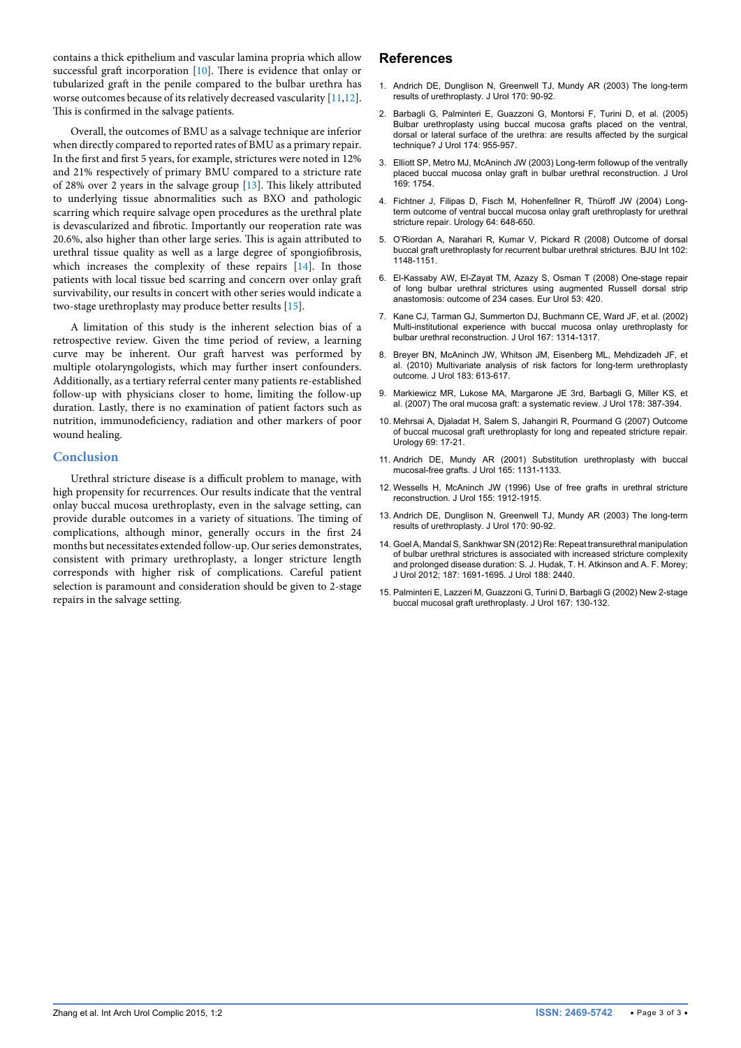contains a thick epithelium and vascular lamina propria which allow successful graft incorporation [10]. There is evidence that onlay or tubularized graft in the penile compared to the bulbar urethra has worse outcomes because of its relatively decreased vascularity [11,12]. This is confirmed in the salvage patients.

Overall, the outcomes of BMU as a salvage technique are inferior when directly compared to reported rates of BMU as a primary repair. In the first and first 5 years, for example, strictures were noted in 12% and 21% respectively of primary BMU compared to a stricture rate of 28% over 2 years in the salvage group [13]. This likely attributed to underlying tissue abnormalities such as BXO and pathologic scarring which require salvage open procedures as the urethral plate is devascularized and fibrotic. Importantly our reoperation rate was 20.6%, also higher than other large series. This is again attributed to urethral tissue quality as well as a large degree of spongiofibrosis, which increases the complexity of these repairs [14]. In those patients with local tissue bed scarring and concern over onlay graft survivability, our results in concert with other series would indicate a two-stage urethroplasty may produce better results [15].

A limitation of this study is the inherent selection bias of a retrospective review. Given the time period of review, a learning curve may be inherent. Our graft harvest was performed by multiple otolaryngologists, which may further insert confounders. Additionally, as a tertiary referral center many patients re-established follow-up with physicians closer to home, limiting the follow-up duration. Lastly, there is no examination of patient factors such as nutrition, immunodeficiency, radiation and other markers of poor wound healing.

## Conclusion

Urethral stricture disease is a difficult problem to manage, with high propensity for recurrences. Our results indicate that the ventral onlay buccal mucosa urethroplasty, even in the salvage setting, can provide durable outcomes in a variety of situations. The timing of complications, although minor, generally occurs in the first 24 months but necessitates extended follow-up. Our series demonstrates, consistent with primary urethroplasty, a longer stricture length corresponds with higher risk of complications. Careful patient selection is paramount and consideration should be given to 2-stage repairs in the salvage setting.

## References

1. Andrich DE, Dunglison N, Greenwell TJ, Mundy AR (2003) The long-term results of urethroplasty. J Urol 170: 90-92.
2. Barbagli G, Palminteri E, Guazzoni G, Montorsi F, Turini D, et al. (2005) Bulbar urethroplasty using buccal mucosa grafts placed on the ventral, dorsal or lateral surface of the urethra: are results affected by the surgical technique? J Urol 174: 955-957.
3. Elliott SP, Metro MJ, McAninch JW (2003) Long-term followup of the ventrally placed buccal mucosa onlay graft in bulbar urethral reconstruction. J Urol 169: 1754.
4. Fichtner J, Filipas D, Fisch M, Hohenfellner R, Thüroff JW (2004) Long-term outcome of ventral buccal mucosa onlay graft urethroplasty for urethral stricture repair. Urology 64: 648-650.
5. O'Riordan A, Narahari R, Kumar V, Pickard R (2008) Outcome of dorsal buccal graft urethroplasty for recurrent bulbar urethral strictures. BJU Int 102: 1148-1151.
6. El-Kassaby AW, El-Zayat TM, Azazy S, Osman T (2008) One-stage repair of long bulbar urethral strictures using augmented Russell dorsal strip anastomosis: outcome of 234 cases. Eur Urol 53: 420.
7. Kane CJ, Tarman GJ, Summerton DJ, Buchmann CE, Ward JF, et al. (2002) Multi-institutional experience with buccal mucosa onlay urethroplasty for bulbar urethral reconstruction. J Urol 167: 1314-1317.
8. Breyer BN, McAninch JW, Whitson JM, Eisenberg ML, Mehdizadeh JF, et al. (2010) Multivariate analysis of risk factors for long-term urethroplasty outcome. J Urol 183: 613-617.
9. Markiewicz MR, Lukose MA, Margarone JE 3rd, Barbagli G, Miller KS, et al. (2007) The oral mucosa graft: a systematic review. J Urol 178: 387-394.
10. Mehrsai A, Djaladat H, Salem S, Jahangiri R, Pourmand G (2007) Outcome of buccal mucosal graft urethroplasty for long and repeated stricture repair. Urology 69: 17-21.
11. Andrich DE, Mundy AR (2001) Substitution urethroplasty with buccal mucosal-free grafts. J Urol 165: 1131-1133.
12. Wessells H, McAninch JW (1996) Use of free grafts in urethral stricture reconstruction. J Urol 155: 1912-1915.
13. Andrich DE, Dunglison N, Greenwell TJ, Mundy AR (2003) The long-term results of urethroplasty. J Urol 170: 90-92.
14. Goel A, Mandal S, Sankhwar SN (2012) Re: Repeat transurethral manipulation of bulbar urethral strictures is associated with increased stricture complexity and prolonged disease duration: S. J. Hudak, T. H. Atkinson and A. F. Morey; J Urol 2012; 187: 1691-1695. J Urol 188: 2440.
15. Palminteri E, Lazzeri M, Guazzoni G, Turini D, Barbagli G (2002) New 2-stage buccal mucosal graft urethroplasty. J Urol 167: 130-132.